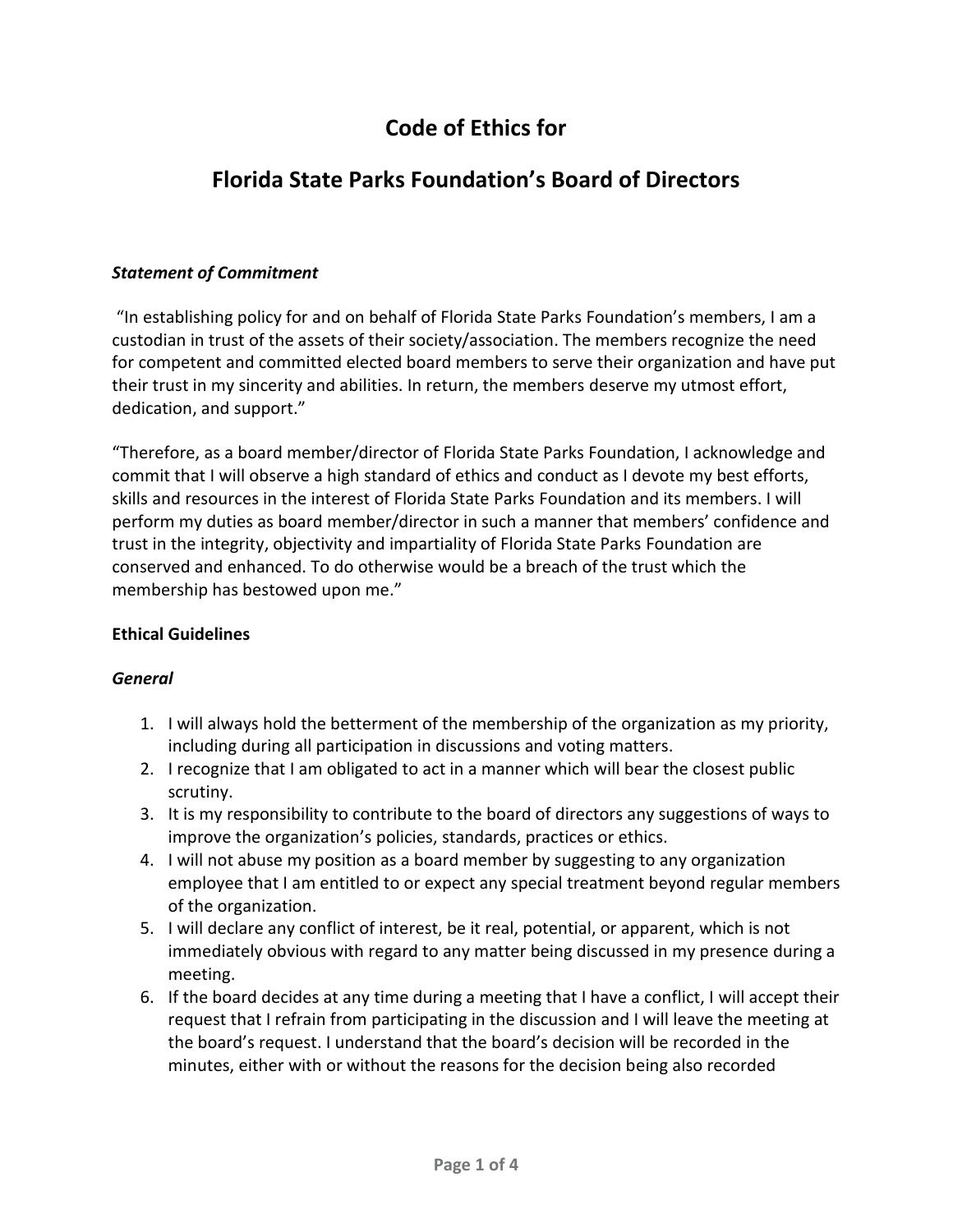# Code of Ethics for

# Florida State Parks Foundation's Board of Directors

***Statement of Commitment***

"In establishing policy for and on behalf of Florida State Parks Foundation's members, I am a custodian in trust of the assets of their society/association. The members recognize the need for competent and committed elected board members to serve their organization and have put their trust in my sincerity and abilities. In return, the members deserve my utmost effort, dedication, and support."

"Therefore, as a board member/director of Florida State Parks Foundation, I acknowledge and commit that I will observe a high standard of ethics and conduct as I devote my best efforts, skills and resources in the interest of Florida State Parks Foundation and its members. I will perform my duties as board member/director in such a manner that members' confidence and trust in the integrity, objectivity and impartiality of Florida State Parks Foundation are conserved and enhanced. To do otherwise would be a breach of the trust which the membership has bestowed upon me."

**Ethical Guidelines**

***General***

1. I will always hold the betterment of the membership of the organization as my priority, including during all participation in discussions and voting matters.
2. I recognize that I am obligated to act in a manner which will bear the closest public scrutiny.
3. It is my responsibility to contribute to the board of directors any suggestions of ways to improve the organization's policies, standards, practices or ethics.
4. I will not abuse my position as a board member by suggesting to any organization employee that I am entitled to or expect any special treatment beyond regular members of the organization.
5. I will declare any conflict of interest, be it real, potential, or apparent, which is not immediately obvious with regard to any matter being discussed in my presence during a meeting.
6. If the board decides at any time during a meeting that I have a conflict, I will accept their request that I refrain from participating in the discussion and I will leave the meeting at the board's request. I understand that the board's decision will be recorded in the minutes, either with or without the reasons for the decision being also recorded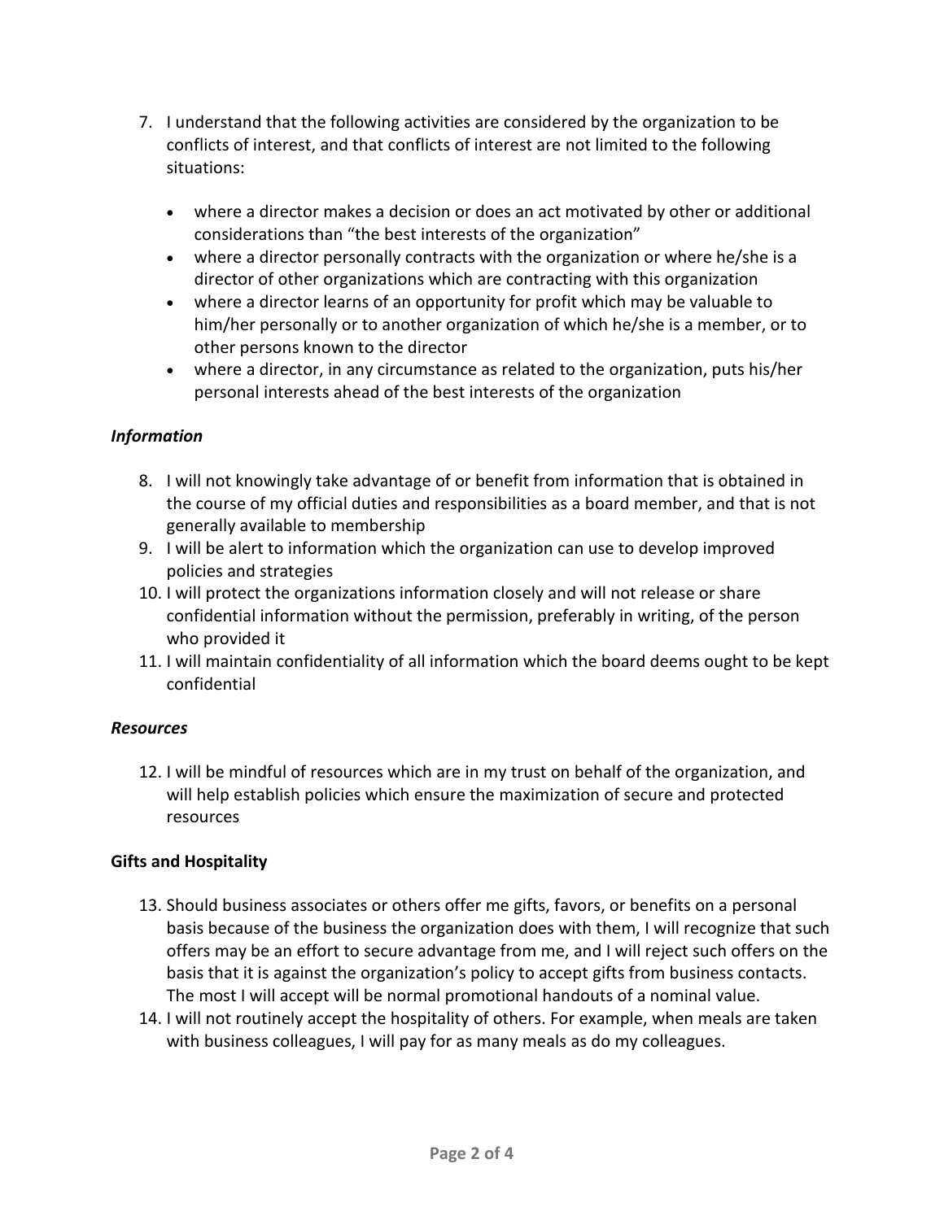7. I understand that the following activities are considered by the organization to be conflicts of interest, and that conflicts of interest are not limited to the following situations:

   - where a director makes a decision or does an act motivated by other or additional considerations than "the best interests of the organization"
   - where a director personally contracts with the organization or where he/she is a director of other organizations which are contracting with this organization
   - where a director learns of an opportunity for profit which may be valuable to him/her personally or to another organization of which he/she is a member, or to other persons known to the director
   - where a director, in any circumstance as related to the organization, puts his/her personal interests ahead of the best interests of the organization

***Information***

8. I will not knowingly take advantage of or benefit from information that is obtained in the course of my official duties and responsibilities as a board member, and that is not generally available to membership
9. I will be alert to information which the organization can use to develop improved policies and strategies
10. I will protect the organizations information closely and will not release or share confidential information without the permission, preferably in writing, of the person who provided it
11. I will maintain confidentiality of all information which the board deems ought to be kept confidential

***Resources***

12. I will be mindful of resources which are in my trust on behalf of the organization, and will help establish policies which ensure the maximization of secure and protected resources

**Gifts and Hospitality**

13. Should business associates or others offer me gifts, favors, or benefits on a personal basis because of the business the organization does with them, I will recognize that such offers may be an effort to secure advantage from me, and I will reject such offers on the basis that it is against the organization's policy to accept gifts from business contacts. The most I will accept will be normal promotional handouts of a nominal value.
14. I will not routinely accept the hospitality of others. For example, when meals are taken with business colleagues, I will pay for as many meals as do my colleagues.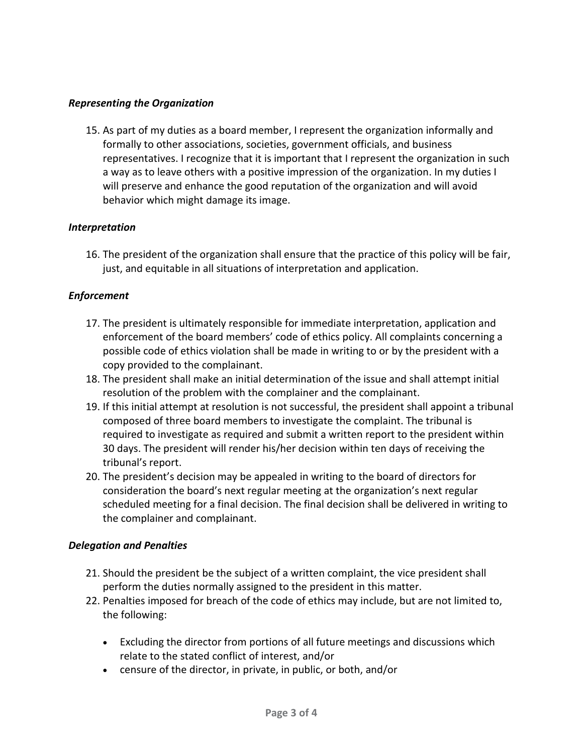### *Representing the Organization*

15. As part of my duties as a board member, I represent the organization informally and formally to other associations, societies, government officials, and business representatives. I recognize that it is important that I represent the organization in such a way as to leave others with a positive impression of the organization. In my duties I will preserve and enhance the good reputation of the organization and will avoid behavior which might damage its image.

### *Interpretation*

16. The president of the organization shall ensure that the practice of this policy will be fair, just, and equitable in all situations of interpretation and application.

### *Enforcement*

17. The president is ultimately responsible for immediate interpretation, application and enforcement of the board members' code of ethics policy. All complaints concerning a possible code of ethics violation shall be made in writing to or by the president with a copy provided to the complainant.
18. The president shall make an initial determination of the issue and shall attempt initial resolution of the problem with the complainer and the complainant.
19. If this initial attempt at resolution is not successful, the president shall appoint a tribunal composed of three board members to investigate the complaint. The tribunal is required to investigate as required and submit a written report to the president within 30 days. The president will render his/her decision within ten days of receiving the tribunal's report.
20. The president's decision may be appealed in writing to the board of directors for consideration the board's next regular meeting at the organization's next regular scheduled meeting for a final decision. The final decision shall be delivered in writing to the complainer and complainant.

### *Delegation and Penalties*

21. Should the president be the subject of a written complaint, the vice president shall perform the duties normally assigned to the president in this matter.
22. Penalties imposed for breach of the code of ethics may include, but are not limited to, the following:

    - Excluding the director from portions of all future meetings and discussions which relate to the stated conflict of interest, and/or
    - censure of the director, in private, in public, or both, and/or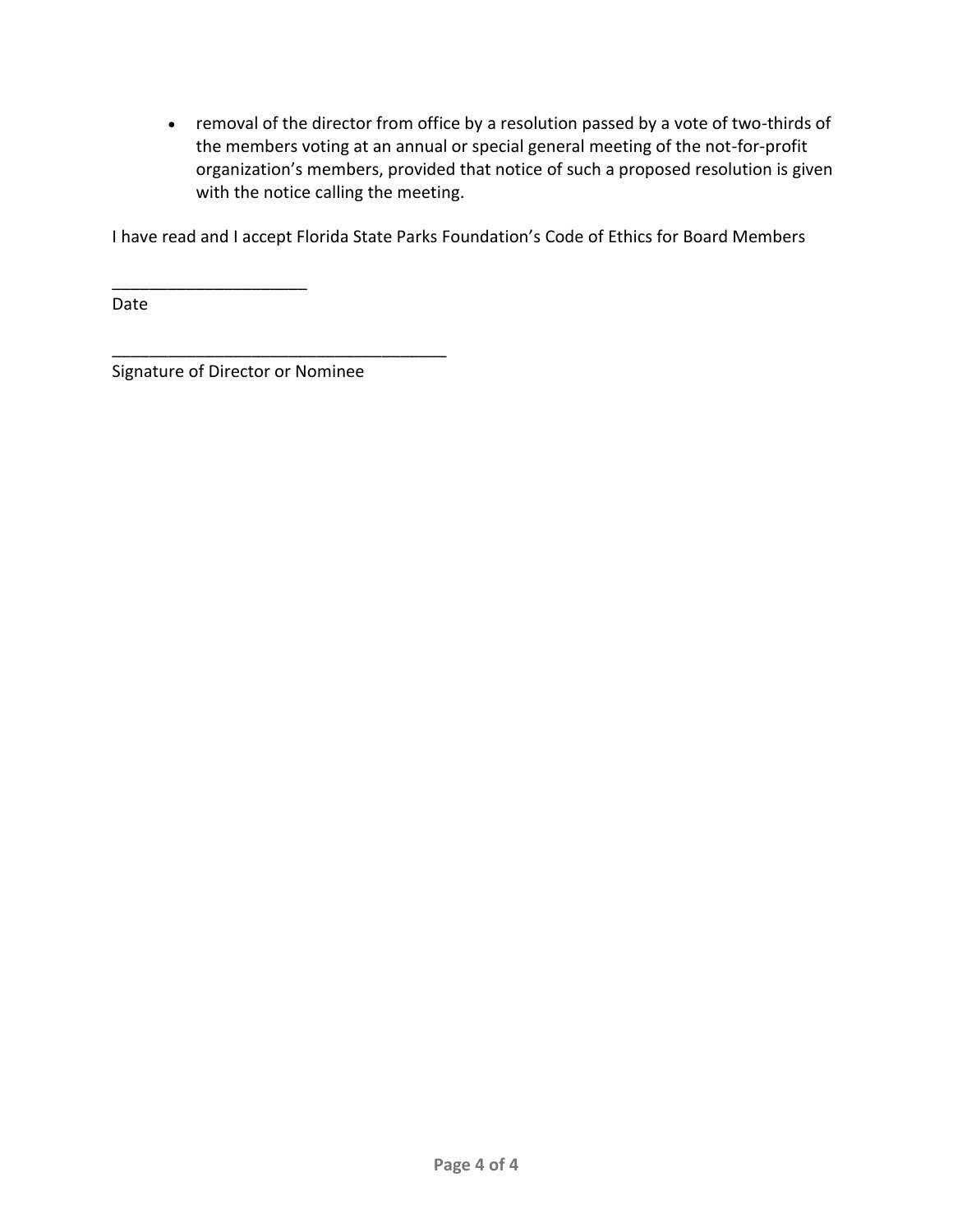- removal of the director from office by a resolution passed by a vote of two-thirds of the members voting at an annual or special general meeting of the not-for-profit organization's members, provided that notice of such a proposed resolution is given with the notice calling the meeting.

I have read and I accept Florida State Parks Foundation's Code of Ethics for Board Members

_____________________
Date

_____________________________________
Signature of Director or Nominee